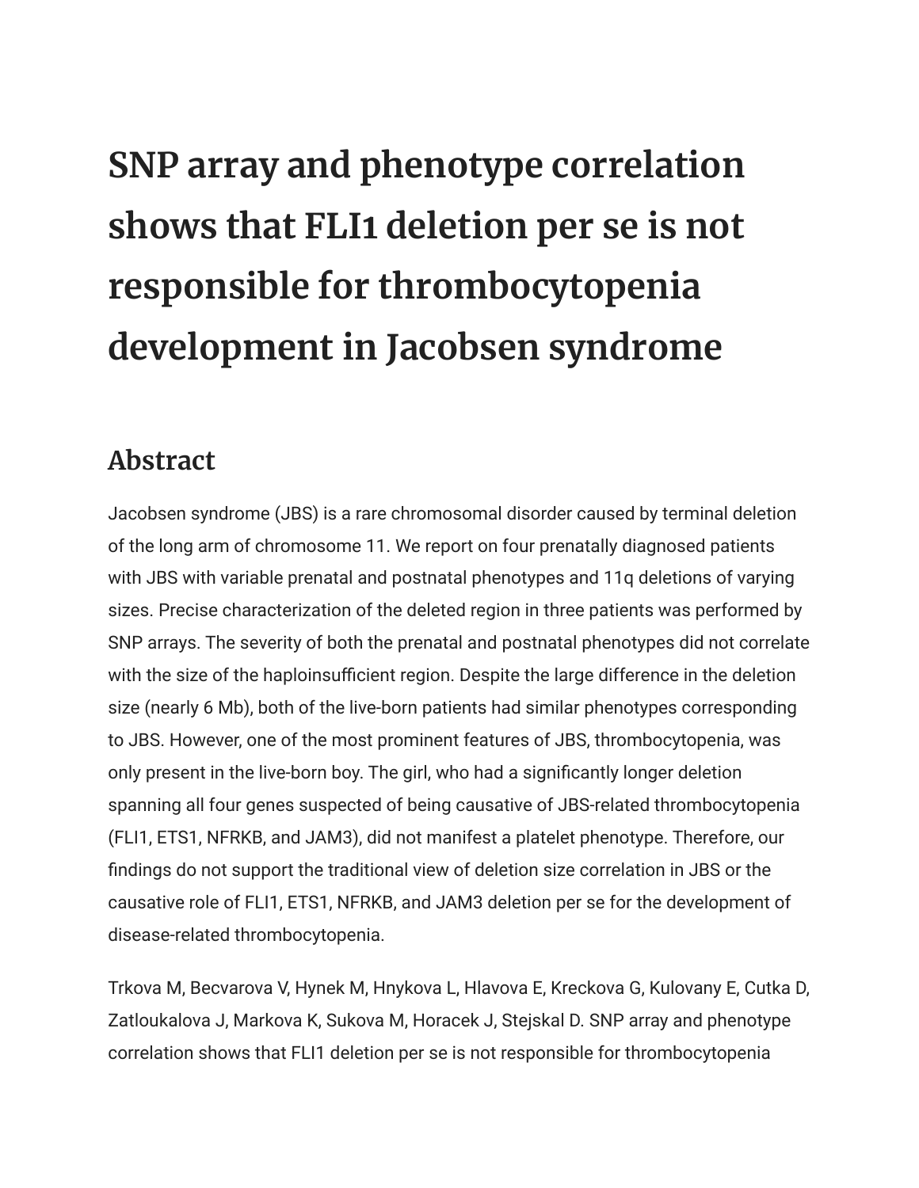# SNP array and phenotype correlation shows that FLI1 deletion per se is not responsible for thrombocytopenia development in Jacobsen syndrome

## Abstract

Jacobsen syndrome (JBS) is a rare chromosomal disorder caused by terminal deletion of the long arm of chromosome 11. We report on four prenatally diagnosed patients with JBS with variable prenatal and postnatal phenotypes and 11q deletions of varying sizes. Precise characterization of the deleted region in three patients was performed by SNP arrays. The severity of both the prenatal and postnatal phenotypes did not correlate with the size of the haploinsufficient region. Despite the large difference in the deletion size (nearly 6 Mb), both of the live-born patients had similar phenotypes corresponding to JBS. However, one of the most prominent features of JBS, thrombocytopenia, was only present in the live-born boy. The girl, who had a significantly longer deletion spanning all four genes suspected of being causative of JBS-related thrombocytopenia (FLI1, ETS1, NFRKB, and JAM3), did not manifest a platelet phenotype. Therefore, our findings do not support the traditional view of deletion size correlation in JBS or the causative role of FLI1, ETS1, NFRKB, and JAM3 deletion per se for the development of disease-related thrombocytopenia.

Trkova M, Becvarova V, Hynek M, Hnykova L, Hlavova E, Kreckova G, Kulovany E, Cutka D, Zatloukalova J, Markova K, Sukova M, Horacek J, Stejskal D. SNP array and phenotype correlation shows that FLI1 deletion per se is not responsible for thrombocytopenia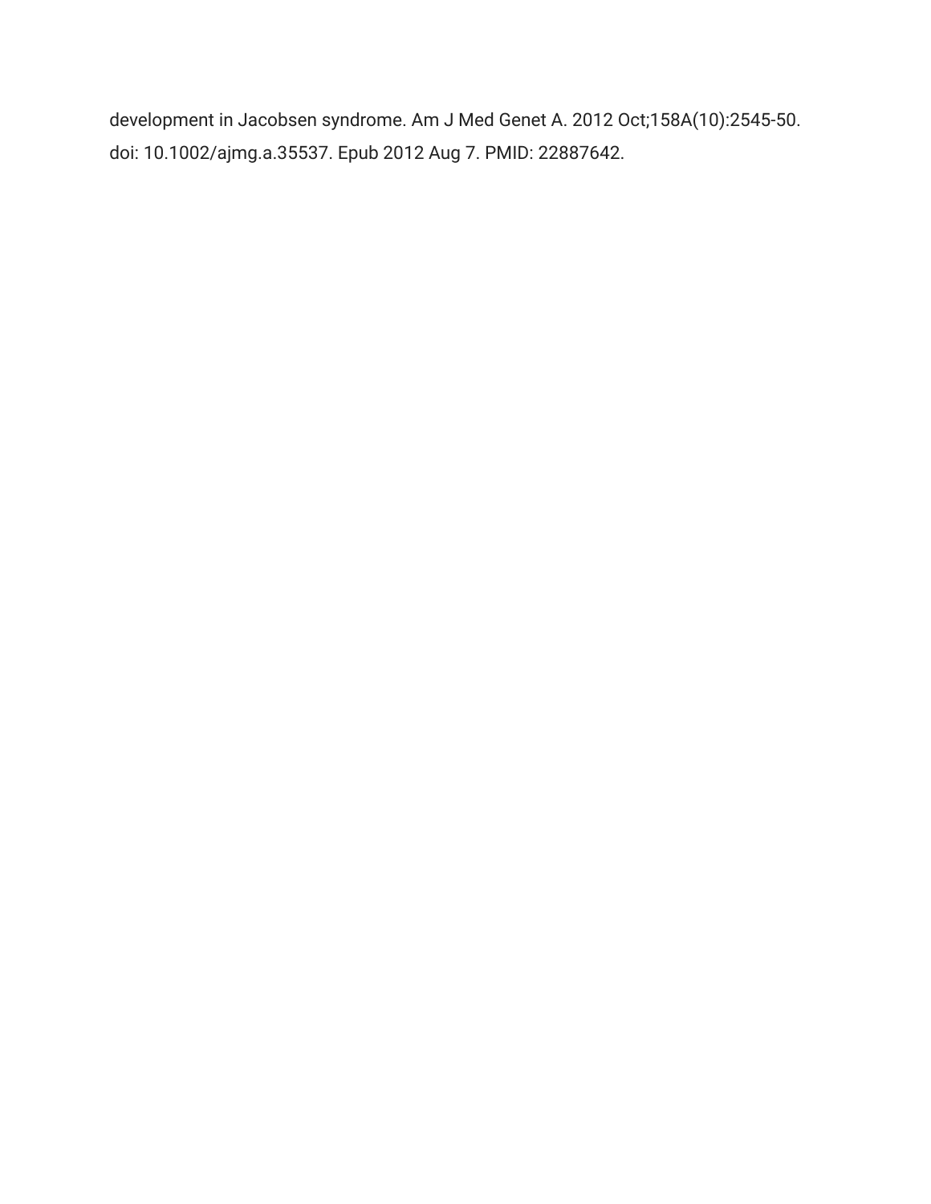development in Jacobsen syndrome. Am J Med Genet A. 2012 Oct;158A(10):2545-50. doi: 10.1002/ajmg.a.35537. Epub 2012 Aug 7. PMID: 22887642.